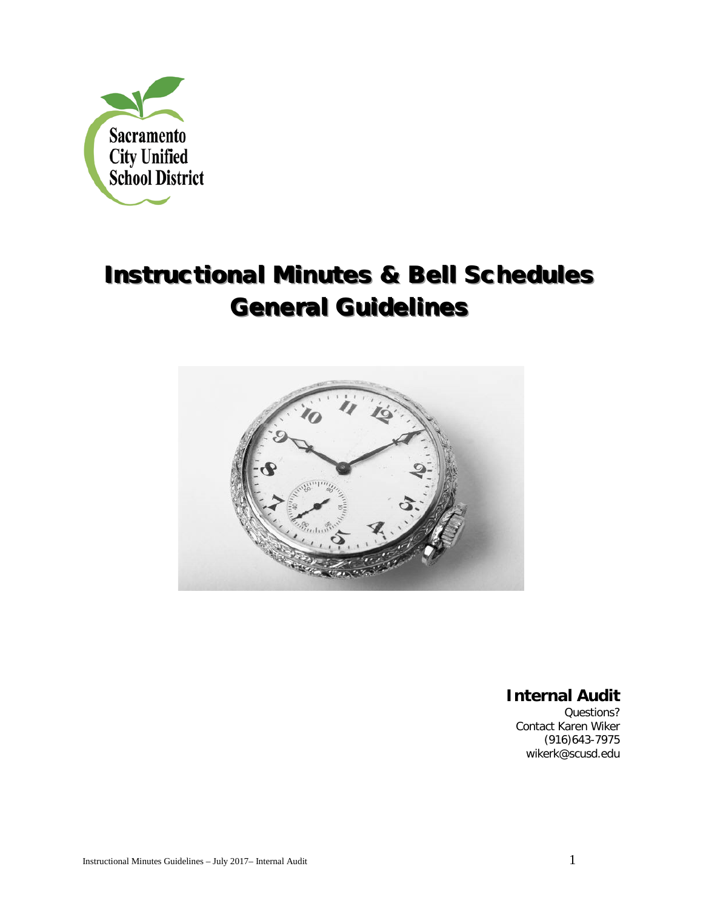Sacramento City Unified School District

# Instructional Minutes & Bell Schedules
# General Guidelines

**Internal Audit**

Questions?
Contact Karen Wiker
(916)643-7975
wikerk@scusd.edu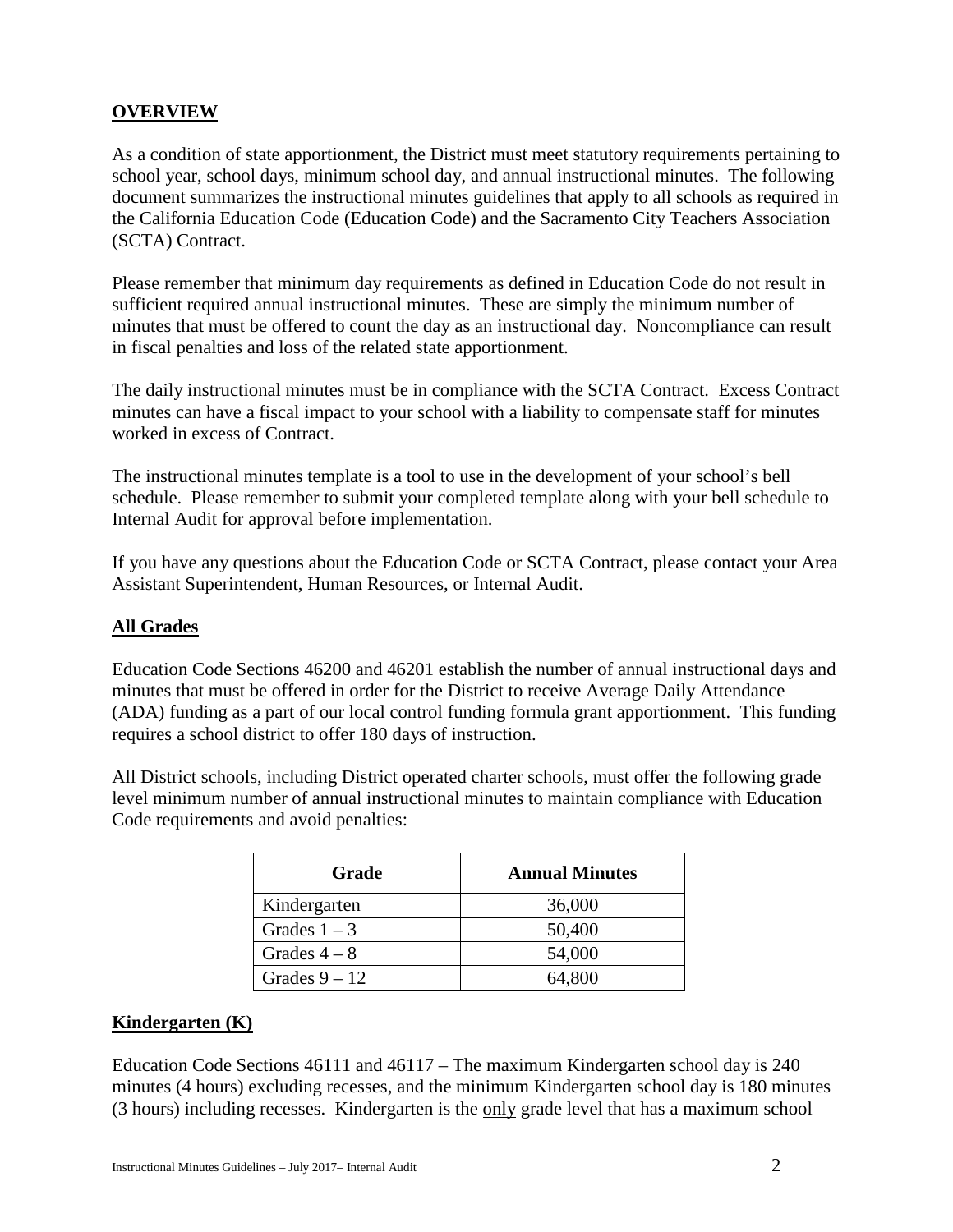## OVERVIEW

As a condition of state apportionment, the District must meet statutory requirements pertaining to school year, school days, minimum school day, and annual instructional minutes. The following document summarizes the instructional minutes guidelines that apply to all schools as required in the California Education Code (Education Code) and the Sacramento City Teachers Association (SCTA) Contract.

Please remember that minimum day requirements as defined in Education Code do not result in sufficient required annual instructional minutes. These are simply the minimum number of minutes that must be offered to count the day as an instructional day. Noncompliance can result in fiscal penalties and loss of the related state apportionment.

The daily instructional minutes must be in compliance with the SCTA Contract. Excess Contract minutes can have a fiscal impact to your school with a liability to compensate staff for minutes worked in excess of Contract.

The instructional minutes template is a tool to use in the development of your school's bell schedule. Please remember to submit your completed template along with your bell schedule to Internal Audit for approval before implementation.

If you have any questions about the Education Code or SCTA Contract, please contact your Area Assistant Superintendent, Human Resources, or Internal Audit.

## All Grades

Education Code Sections 46200 and 46201 establish the number of annual instructional days and minutes that must be offered in order for the District to receive Average Daily Attendance (ADA) funding as a part of our local control funding formula grant apportionment. This funding requires a school district to offer 180 days of instruction.

All District schools, including District operated charter schools, must offer the following grade level minimum number of annual instructional minutes to maintain compliance with Education Code requirements and avoid penalties:

| Grade | Annual Minutes |
|---|---|
| Kindergarten | 36,000 |
| Grades 1 – 3 | 50,400 |
| Grades 4 – 8 | 54,000 |
| Grades 9 – 12 | 64,800 |

## Kindergarten (K)

Education Code Sections 46111 and 46117 – The maximum Kindergarten school day is 240 minutes (4 hours) excluding recesses, and the minimum Kindergarten school day is 180 minutes (3 hours) including recesses. Kindergarten is the only grade level that has a maximum school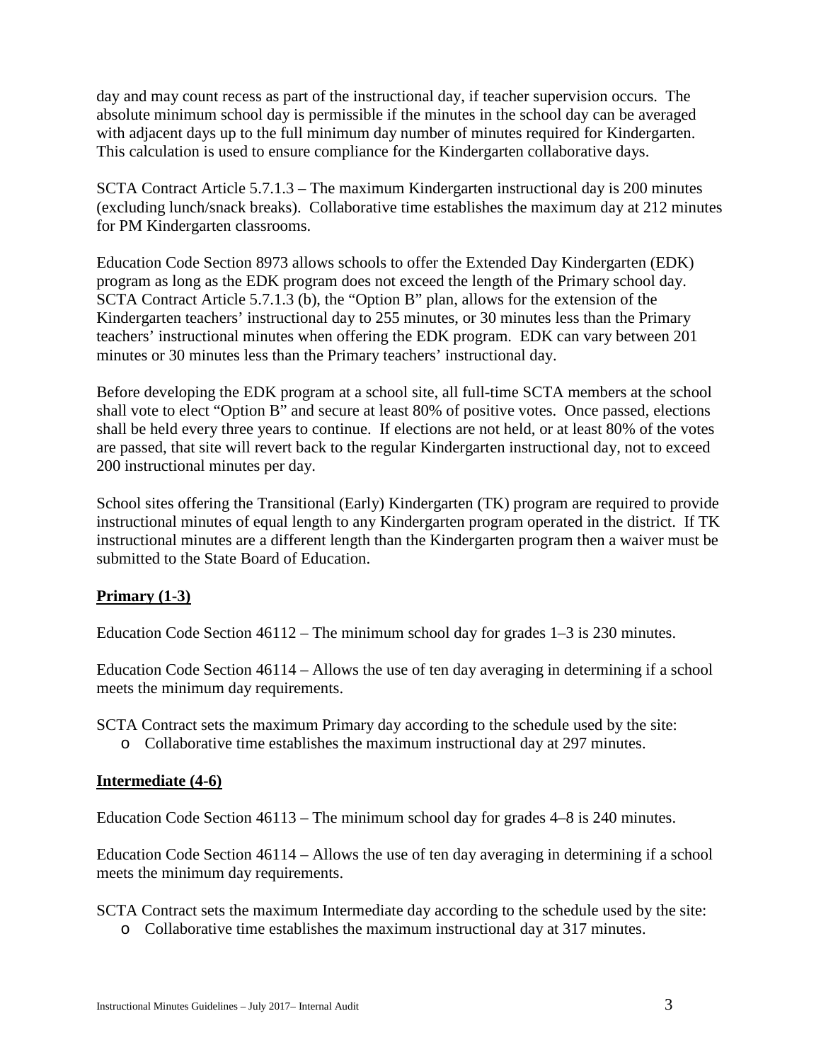day and may count recess as part of the instructional day, if teacher supervision occurs. The absolute minimum school day is permissible if the minutes in the school day can be averaged with adjacent days up to the full minimum day number of minutes required for Kindergarten. This calculation is used to ensure compliance for the Kindergarten collaborative days.

SCTA Contract Article 5.7.1.3 – The maximum Kindergarten instructional day is 200 minutes (excluding lunch/snack breaks). Collaborative time establishes the maximum day at 212 minutes for PM Kindergarten classrooms.

Education Code Section 8973 allows schools to offer the Extended Day Kindergarten (EDK) program as long as the EDK program does not exceed the length of the Primary school day. SCTA Contract Article 5.7.1.3 (b), the "Option B" plan, allows for the extension of the Kindergarten teachers' instructional day to 255 minutes, or 30 minutes less than the Primary teachers' instructional minutes when offering the EDK program. EDK can vary between 201 minutes or 30 minutes less than the Primary teachers' instructional day.

Before developing the EDK program at a school site, all full-time SCTA members at the school shall vote to elect "Option B" and secure at least 80% of positive votes. Once passed, elections shall be held every three years to continue. If elections are not held, or at least 80% of the votes are passed, that site will revert back to the regular Kindergarten instructional day, not to exceed 200 instructional minutes per day.

School sites offering the Transitional (Early) Kindergarten (TK) program are required to provide instructional minutes of equal length to any Kindergarten program operated in the district. If TK instructional minutes are a different length than the Kindergarten program then a waiver must be submitted to the State Board of Education.

## Primary (1-3)

Education Code Section 46112 – The minimum school day for grades 1–3 is 230 minutes.

Education Code Section 46114 – Allows the use of ten day averaging in determining if a school meets the minimum day requirements.

SCTA Contract sets the maximum Primary day according to the schedule used by the site:

- Collaborative time establishes the maximum instructional day at 297 minutes.

## Intermediate (4-6)

Education Code Section 46113 – The minimum school day for grades 4–8 is 240 minutes.

Education Code Section 46114 – Allows the use of ten day averaging in determining if a school meets the minimum day requirements.

SCTA Contract sets the maximum Intermediate day according to the schedule used by the site:

- Collaborative time establishes the maximum instructional day at 317 minutes.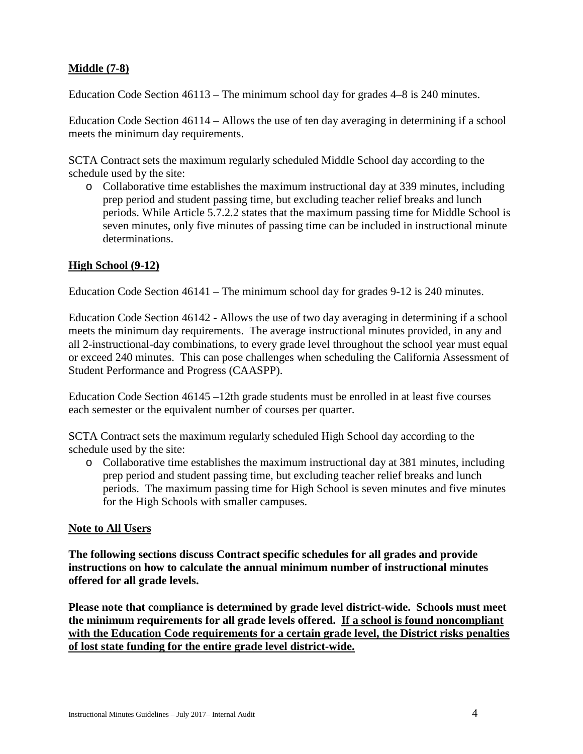## Middle (7-8)

Education Code Section 46113 – The minimum school day for grades 4–8 is 240 minutes.

Education Code Section 46114 – Allows the use of ten day averaging in determining if a school meets the minimum day requirements.

SCTA Contract sets the maximum regularly scheduled Middle School day according to the schedule used by the site:

- Collaborative time establishes the maximum instructional day at 339 minutes, including prep period and student passing time, but excluding teacher relief breaks and lunch periods. While Article 5.7.2.2 states that the maximum passing time for Middle School is seven minutes, only five minutes of passing time can be included in instructional minute determinations.

## High School (9-12)

Education Code Section 46141 – The minimum school day for grades 9-12 is 240 minutes.

Education Code Section 46142 - Allows the use of two day averaging in determining if a school meets the minimum day requirements. The average instructional minutes provided, in any and all 2-instructional-day combinations, to every grade level throughout the school year must equal or exceed 240 minutes. This can pose challenges when scheduling the California Assessment of Student Performance and Progress (CAASPP).

Education Code Section 46145 –12th grade students must be enrolled in at least five courses each semester or the equivalent number of courses per quarter.

SCTA Contract sets the maximum regularly scheduled High School day according to the schedule used by the site:

- Collaborative time establishes the maximum instructional day at 381 minutes, including prep period and student passing time, but excluding teacher relief breaks and lunch periods. The maximum passing time for High School is seven minutes and five minutes for the High Schools with smaller campuses.

## Note to All Users

**The following sections discuss Contract specific schedules for all grades and provide instructions on how to calculate the annual minimum number of instructional minutes offered for all grade levels.**

**Please note that compliance is determined by grade level district-wide. Schools must meet the minimum requirements for all grade levels offered. <u>If a school is found noncompliant with the Education Code requirements for a certain grade level, the District risks penalties of lost state funding for the entire grade level district-wide.</u>**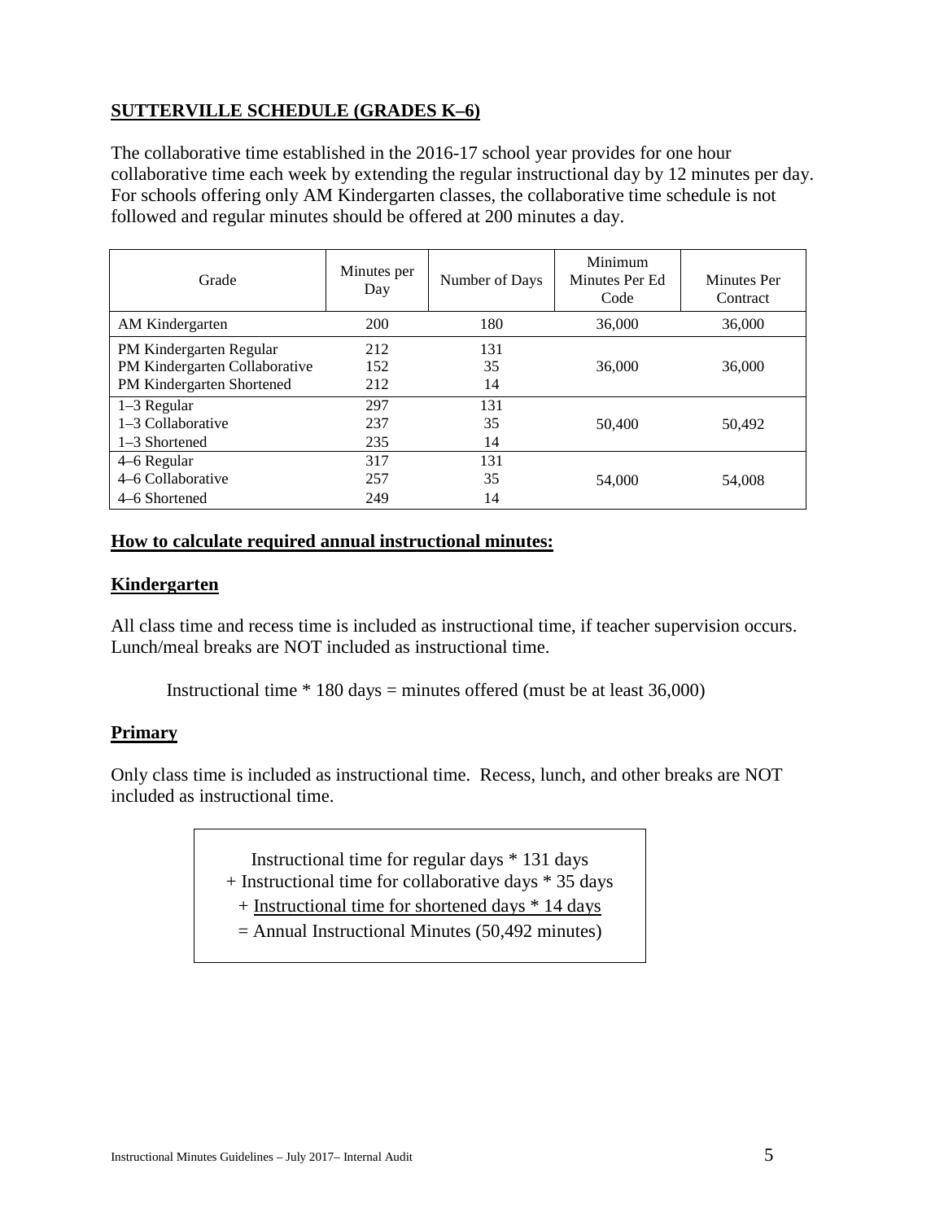## SUTTERVILLE SCHEDULE (GRADES K–6)

The collaborative time established in the 2016-17 school year provides for one hour collaborative time each week by extending the regular instructional day by 12 minutes per day. For schools offering only AM Kindergarten classes, the collaborative time schedule is not followed and regular minutes should be offered at 200 minutes a day.

| Grade | Minutes per Day | Number of Days | Minimum Minutes Per Ed Code | Minutes Per Contract |
|---|---|---|---|---|
| AM Kindergarten | 200 | 180 | 36,000 | 36,000 |
| PM Kindergarten Regular<br>PM Kindergarten Collaborative<br>PM Kindergarten Shortened | 212<br>152<br>212 | 131<br>35<br>14 | 36,000 | 36,000 |
| 1–3 Regular<br>1–3 Collaborative<br>1–3 Shortened | 297<br>237<br>235 | 131<br>35<br>14 | 50,400 | 50,492 |
| 4–6 Regular<br>4–6 Collaborative<br>4–6 Shortened | 317<br>257<br>249 | 131<br>35<br>14 | 54,000 | 54,008 |

### How to calculate required annual instructional minutes:

### Kindergarten

All class time and recess time is included as instructional time, if teacher supervision occurs. Lunch/meal breaks are NOT included as instructional time.

Instructional time * 180 days = minutes offered (must be at least 36,000)

### Primary

Only class time is included as instructional time. Recess, lunch, and other breaks are NOT included as instructional time.

Instructional time for regular days * 131 days
+ Instructional time for collaborative days * 35 days
+ Instructional time for shortened days * 14 days
= Annual Instructional Minutes (50,492 minutes)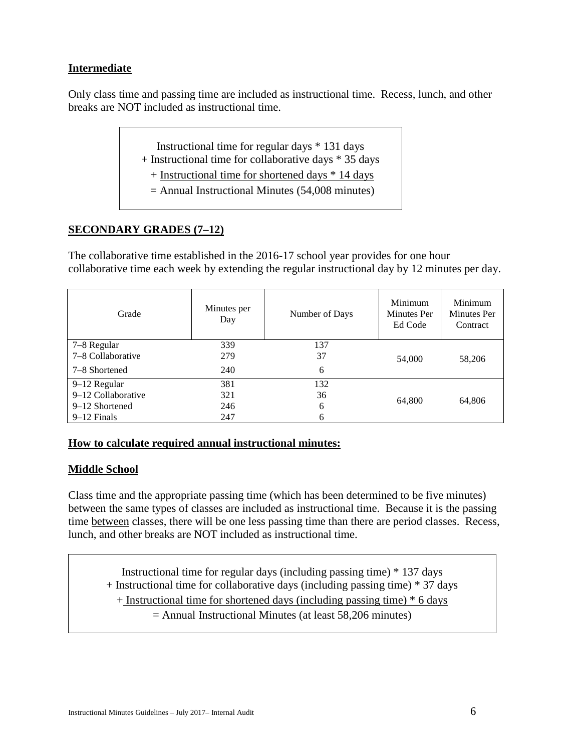## Intermediate

Only class time and passing time are included as instructional time. Recess, lunch, and other breaks are NOT included as instructional time.

> Instructional time for regular days * 131 days
> + Instructional time for collaborative days * 35 days
> + <u>Instructional time for shortened days * 14 days</u>
> = Annual Instructional Minutes (54,008 minutes)

## SECONDARY GRADES (7–12)

The collaborative time established in the 2016-17 school year provides for one hour collaborative time each week by extending the regular instructional day by 12 minutes per day.

| Grade | Minutes per Day | Number of Days | Minimum Minutes Per Ed Code | Minimum Minutes Per Contract |
|---|---|---|---|---|
| 7–8 Regular | 339 | 137 | 54,000 | 58,206 |
| 7–8 Collaborative | 279 | 37 | | |
| 7–8 Shortened | 240 | 6 | | |
| 9–12 Regular | 381 | 132 | 64,800 | 64,806 |
| 9–12 Collaborative | 321 | 36 | | |
| 9–12 Shortened | 246 | 6 | | |
| 9–12 Finals | 247 | 6 | | |

## How to calculate required annual instructional minutes:

## Middle School

Class time and the appropriate passing time (which has been determined to be five minutes) between the same types of classes are included as instructional time. Because it is the passing time <u>between</u> classes, there will be one less passing time than there are period classes. Recess, lunch, and other breaks are NOT included as instructional time.

> Instructional time for regular days (including passing time) * 137 days
> + Instructional time for collaborative days (including passing time) * 37 days
> + <u>Instructional time for shortened days (including passing time) * 6 days</u>
> = Annual Instructional Minutes (at least 58,206 minutes)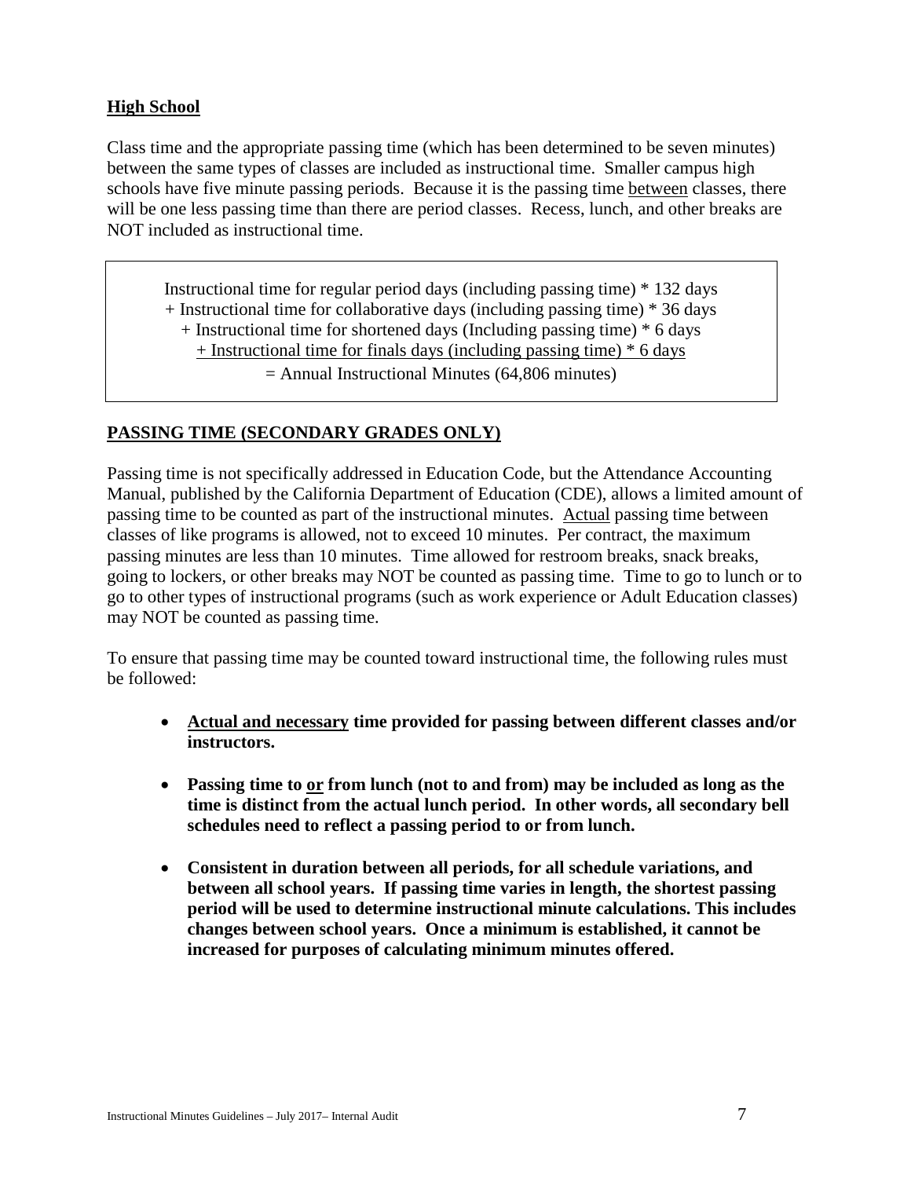**High School**

Class time and the appropriate passing time (which has been determined to be seven minutes) between the same types of classes are included as instructional time. Smaller campus high schools have five minute passing periods. Because it is the passing time between classes, there will be one less passing time than there are period classes. Recess, lunch, and other breaks are NOT included as instructional time.

> Instructional time for regular period days (including passing time) * 132 days
> + Instructional time for collaborative days (including passing time) * 36 days
> + Instructional time for shortened days (Including passing time) * 6 days
> + Instructional time for finals days (including passing time) * 6 days
> = Annual Instructional Minutes (64,806 minutes)

## PASSING TIME (SECONDARY GRADES ONLY)

Passing time is not specifically addressed in Education Code, but the Attendance Accounting Manual, published by the California Department of Education (CDE), allows a limited amount of passing time to be counted as part of the instructional minutes. Actual passing time between classes of like programs is allowed, not to exceed 10 minutes. Per contract, the maximum passing minutes are less than 10 minutes. Time allowed for restroom breaks, snack breaks, going to lockers, or other breaks may NOT be counted as passing time. Time to go to lunch or to go to other types of instructional programs (such as work experience or Adult Education classes) may NOT be counted as passing time.

To ensure that passing time may be counted toward instructional time, the following rules must be followed:

- **Actual and necessary time provided for passing between different classes and/or instructors.**
- **Passing time to or from lunch (not to and from) may be included as long as the time is distinct from the actual lunch period. In other words, all secondary bell schedules need to reflect a passing period to or from lunch.**
- **Consistent in duration between all periods, for all schedule variations, and between all school years. If passing time varies in length, the shortest passing period will be used to determine instructional minute calculations. This includes changes between school years. Once a minimum is established, it cannot be increased for purposes of calculating minimum minutes offered.**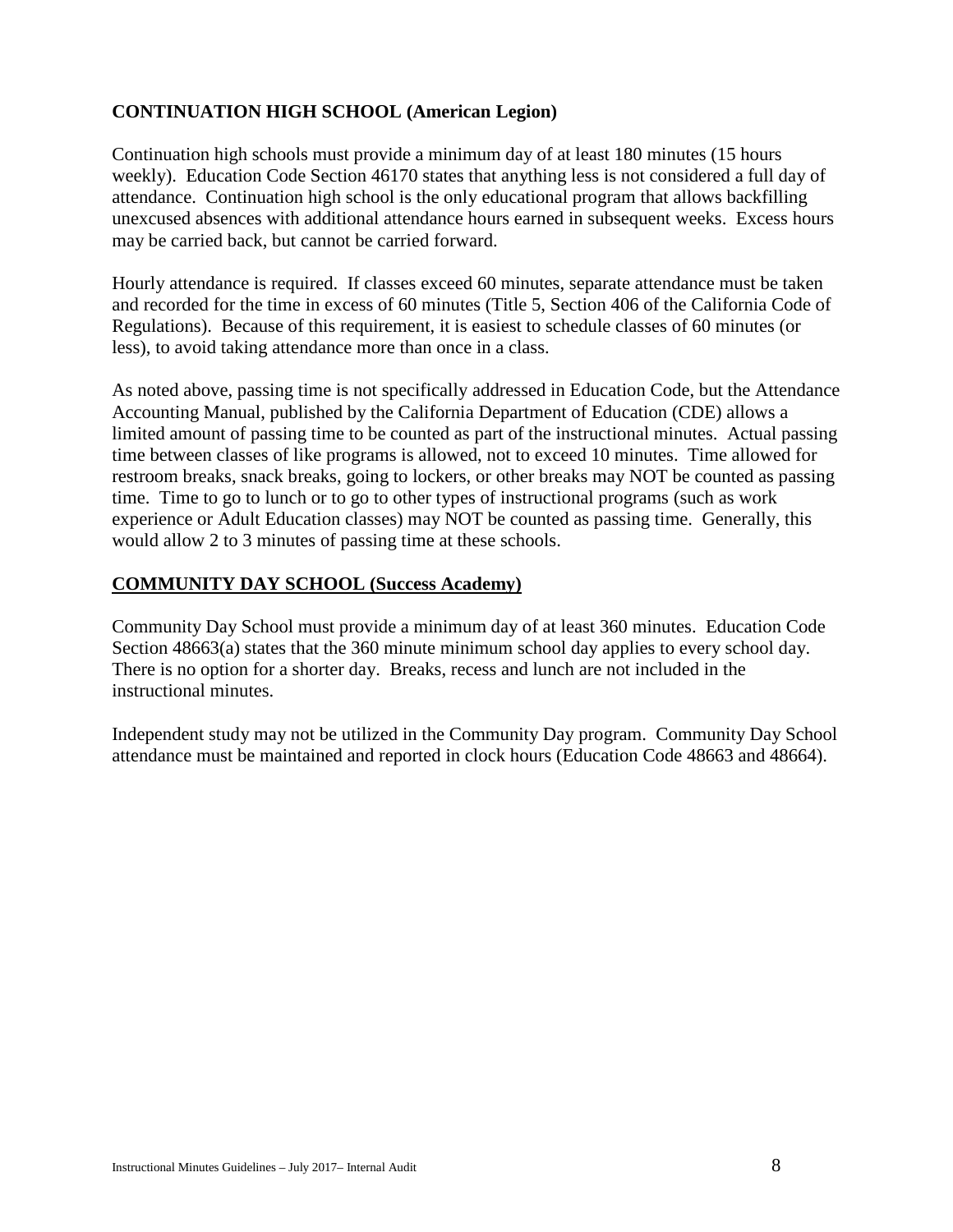### **CONTINUATION HIGH SCHOOL (American Legion)**

Continuation high schools must provide a minimum day of at least 180 minutes (15 hours weekly). Education Code Section 46170 states that anything less is not considered a full day of attendance. Continuation high school is the only educational program that allows backfilling unexcused absences with additional attendance hours earned in subsequent weeks. Excess hours may be carried back, but cannot be carried forward.

Hourly attendance is required. If classes exceed 60 minutes, separate attendance must be taken and recorded for the time in excess of 60 minutes (Title 5, Section 406 of the California Code of Regulations). Because of this requirement, it is easiest to schedule classes of 60 minutes (or less), to avoid taking attendance more than once in a class.

As noted above, passing time is not specifically addressed in Education Code, but the Attendance Accounting Manual, published by the California Department of Education (CDE) allows a limited amount of passing time to be counted as part of the instructional minutes. Actual passing time between classes of like programs is allowed, not to exceed 10 minutes. Time allowed for restroom breaks, snack breaks, going to lockers, or other breaks may NOT be counted as passing time. Time to go to lunch or to go to other types of instructional programs (such as work experience or Adult Education classes) may NOT be counted as passing time. Generally, this would allow 2 to 3 minutes of passing time at these schools.

### **COMMUNITY DAY SCHOOL (Success Academy)**

Community Day School must provide a minimum day of at least 360 minutes. Education Code Section 48663(a) states that the 360 minute minimum school day applies to every school day. There is no option for a shorter day. Breaks, recess and lunch are not included in the instructional minutes.

Independent study may not be utilized in the Community Day program. Community Day School attendance must be maintained and reported in clock hours (Education Code 48663 and 48664).